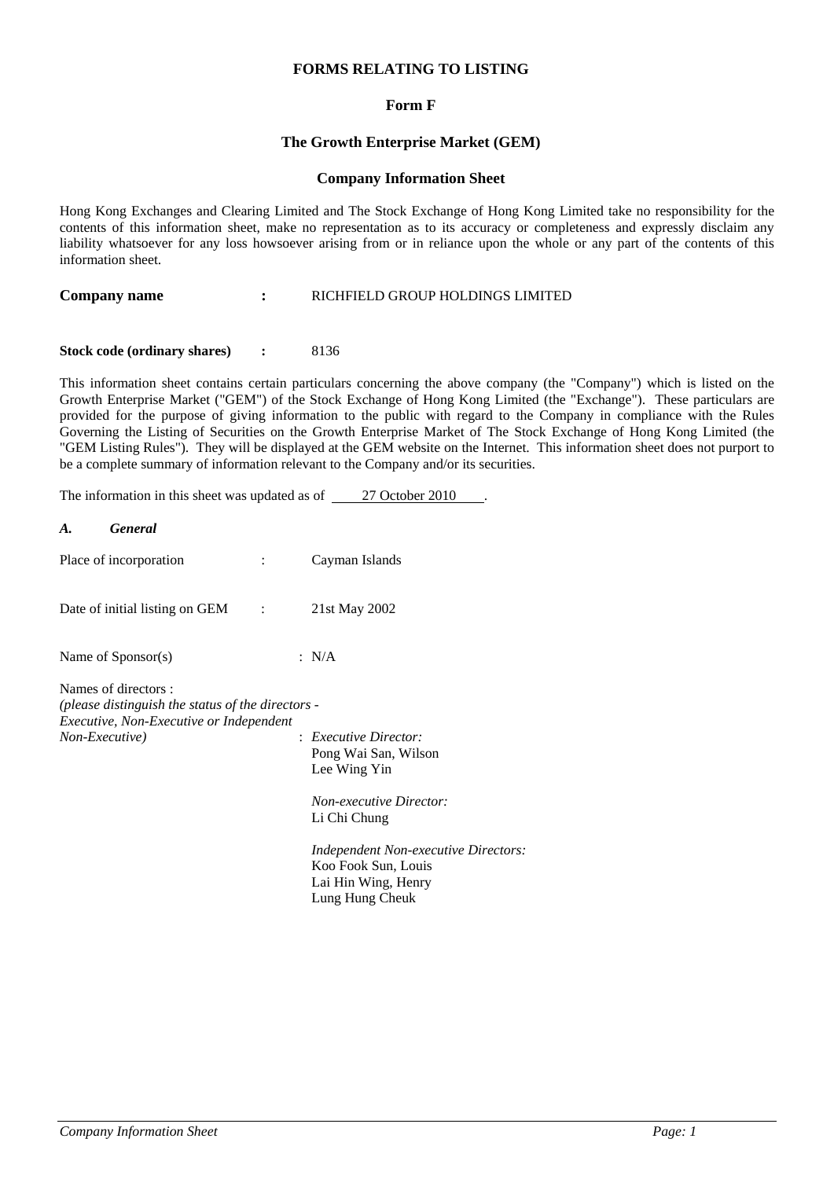# FORMS RELATING TO LISTING

## Form F

## The Growth Enterprise Market (GEM)

### Company Information Sheet

Hong Kong Exchanges and Clearing Limited and The Stock Exchange of Hong Kong Limited take no responsibility for the contents of this information sheet, make no representation as to its accuracy or completeness and expressly disclaim any liability whatsoever for any loss howsoever arising from or in reliance upon the whole or any part of the contents of this information sheet.

**Company name** **:** RICHFIELD GROUP HOLDINGS LIMITED

**Stock code (ordinary shares)** **:** 8136

This information sheet contains certain particulars concerning the above company (the "Company") which is listed on the Growth Enterprise Market ("GEM") of the Stock Exchange of Hong Kong Limited (the "Exchange"). These particulars are provided for the purpose of giving information to the public with regard to the Company in compliance with the Rules Governing the Listing of Securities on the Growth Enterprise Market of The Stock Exchange of Hong Kong Limited (the "GEM Listing Rules"). They will be displayed at the GEM website on the Internet. This information sheet does not purport to be a complete summary of information relevant to the Company and/or its securities.

The information in this sheet was updated as of 27 October 2010.

### *A. General*

Place of incorporation : Cayman Islands

Date of initial listing on GEM : 21st May 2002

Name of Sponsor(s) : N/A

Names of directors :
*(please distinguish the status of the directors - Executive, Non-Executive or Independent Non-Executive)* :

*Executive Director:*
Pong Wai San, Wilson
Lee Wing Yin

*Non-executive Director:*
Li Chi Chung

*Independent Non-executive Directors:*
Koo Fook Sun, Louis
Lai Hin Wing, Henry
Lung Hung Cheuk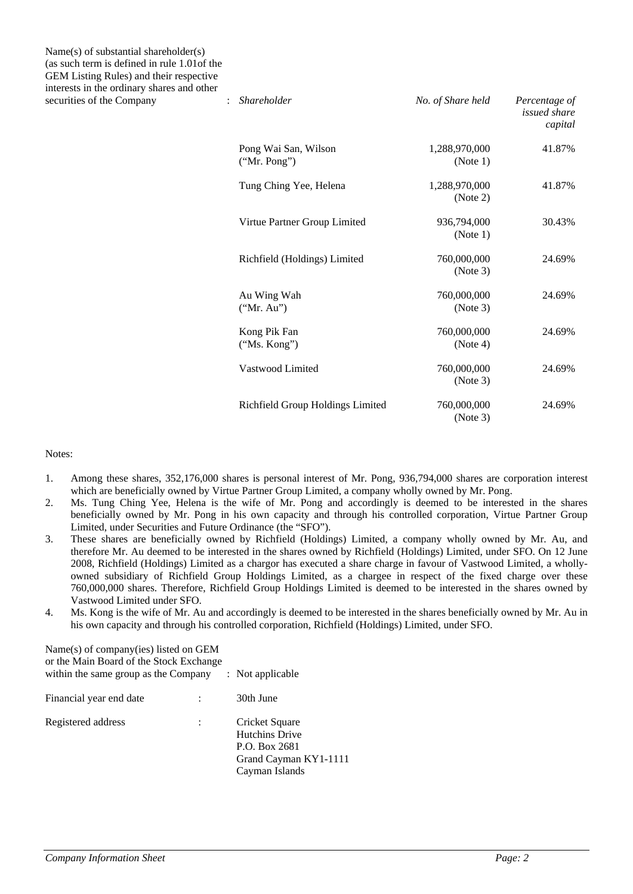Name(s) of substantial shareholder(s) (as such term is defined in rule 1.01of the GEM Listing Rules) and their respective interests in the ordinary shares and other securities of the Company :

| *Shareholder* | *No. of Share held* | *Percentage of issued share capital* |
|---|---|---|
| Pong Wai San, Wilson ("Mr. Pong") | 1,288,970,000 (Note 1) | 41.87% |
| Tung Ching Yee, Helena | 1,288,970,000 (Note 2) | 41.87% |
| Virtue Partner Group Limited | 936,794,000 (Note 1) | 30.43% |
| Richfield (Holdings) Limited | 760,000,000 (Note 3) | 24.69% |
| Au Wing Wah ("Mr. Au") | 760,000,000 (Note 3) | 24.69% |
| Kong Pik Fan ("Ms. Kong") | 760,000,000 (Note 4) | 24.69% |
| Vastwood Limited | 760,000,000 (Note 3) | 24.69% |
| Richfield Group Holdings Limited | 760,000,000 (Note 3) | 24.69% |

Notes:

1. Among these shares, 352,176,000 shares is personal interest of Mr. Pong, 936,794,000 shares are corporation interest which are beneficially owned by Virtue Partner Group Limited, a company wholly owned by Mr. Pong.
2. Ms. Tung Ching Yee, Helena is the wife of Mr. Pong and accordingly is deemed to be interested in the shares beneficially owned by Mr. Pong in his own capacity and through his controlled corporation, Virtue Partner Group Limited, under Securities and Future Ordinance (the "SFO").
3. These shares are beneficially owned by Richfield (Holdings) Limited, a company wholly owned by Mr. Au, and therefore Mr. Au deemed to be interested in the shares owned by Richfield (Holdings) Limited, under SFO. On 12 June 2008, Richfield (Holdings) Limited as a chargor has executed a share charge in favour of Vastwood Limited, a wholly-owned subsidiary of Richfield Group Holdings Limited, as a chargee in respect of the fixed charge over these 760,000,000 shares. Therefore, Richfield Group Holdings Limited is deemed to be interested in the shares owned by Vastwood Limited under SFO.
4. Ms. Kong is the wife of Mr. Au and accordingly is deemed to be interested in the shares beneficially owned by Mr. Au in his own capacity and through his controlled corporation, Richfield (Holdings) Limited, under SFO.

Name(s) of company(ies) listed on GEM or the Main Board of the Stock Exchange within the same group as the Company : Not applicable

Financial year end date : 30th June

Registered address :

Cricket Square
Hutchins Drive
P.O. Box 2681
Grand Cayman KY1-1111
Cayman Islands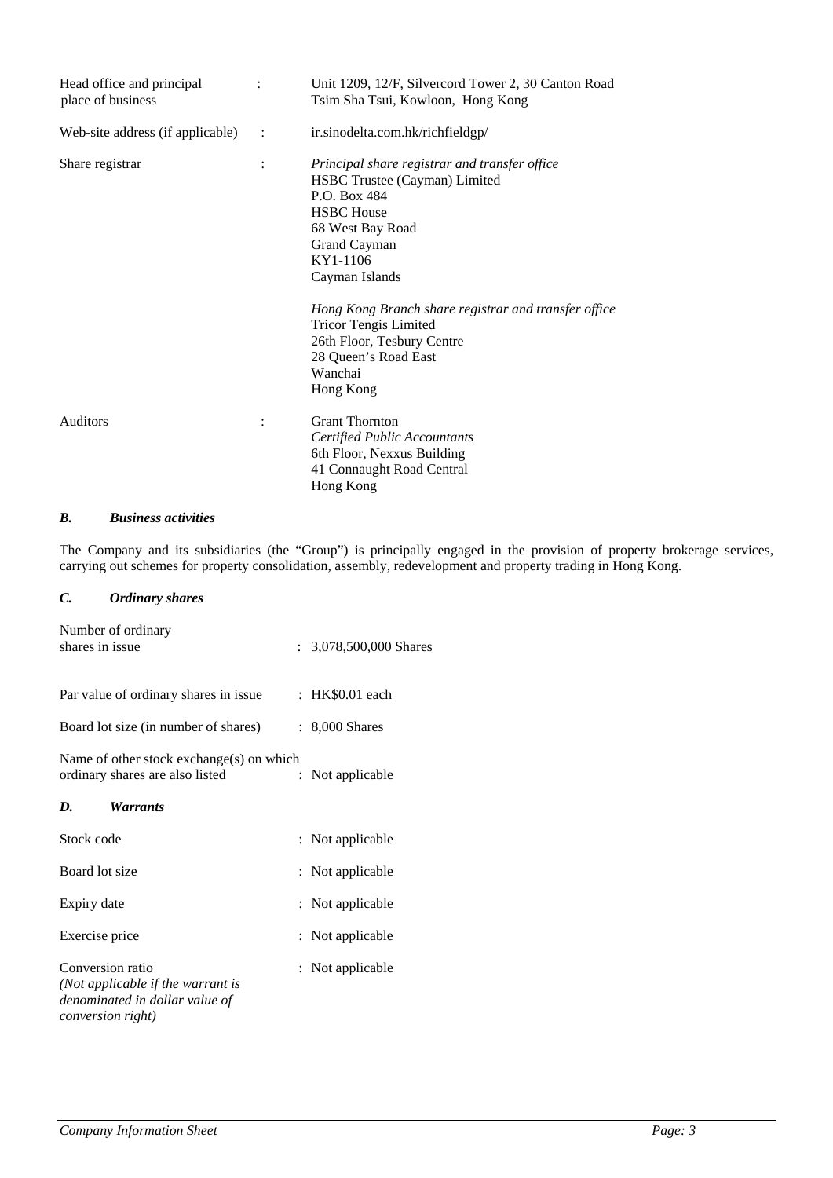| | | |
|---|---|---|
| Head office and principal place of business | : | Unit 1209, 12/F, Silvercord Tower 2, 30 Canton Road<br>Tsim Sha Tsui, Kowloon, Hong Kong |
| Web-site address (if applicable) | : | ir.sinodelta.com.hk/richfieldgp/ |
| Share registrar | : | *Principal share registrar and transfer office*<br>HSBC Trustee (Cayman) Limited<br>P.O. Box 484<br>HSBC House<br>68 West Bay Road<br>Grand Cayman<br>KY1-1106<br>Cayman Islands<br><br>*Hong Kong Branch share registrar and transfer office*<br>Tricor Tengis Limited<br>26th Floor, Tesbury Centre<br>28 Queen's Road East<br>Wanchai<br>Hong Kong |
| Auditors | : | Grant Thornton<br>*Certified Public Accountants*<br>6th Floor, Nexxus Building<br>41 Connaught Road Central<br>Hong Kong |

### *B. Business activities*

The Company and its subsidiaries (the "Group") is principally engaged in the provision of property brokerage services, carrying out schemes for property consolidation, assembly, redevelopment and property trading in Hong Kong.

### *C. Ordinary shares*

| | |
|---|---|
| Number of ordinary shares in issue | : 3,078,500,000 Shares |
| Par value of ordinary shares in issue | : HK$0.01 each |
| Board lot size (in number of shares) | : 8,000 Shares |
| Name of other stock exchange(s) on which ordinary shares are also listed | : Not applicable |

### *D. Warrants*

| | |
|---|---|
| Stock code | : Not applicable |
| Board lot size | : Not applicable |
| Expiry date | : Not applicable |
| Exercise price | : Not applicable |
| Conversion ratio<br>*(Not applicable if the warrant is denominated in dollar value of conversion right)* | : Not applicable |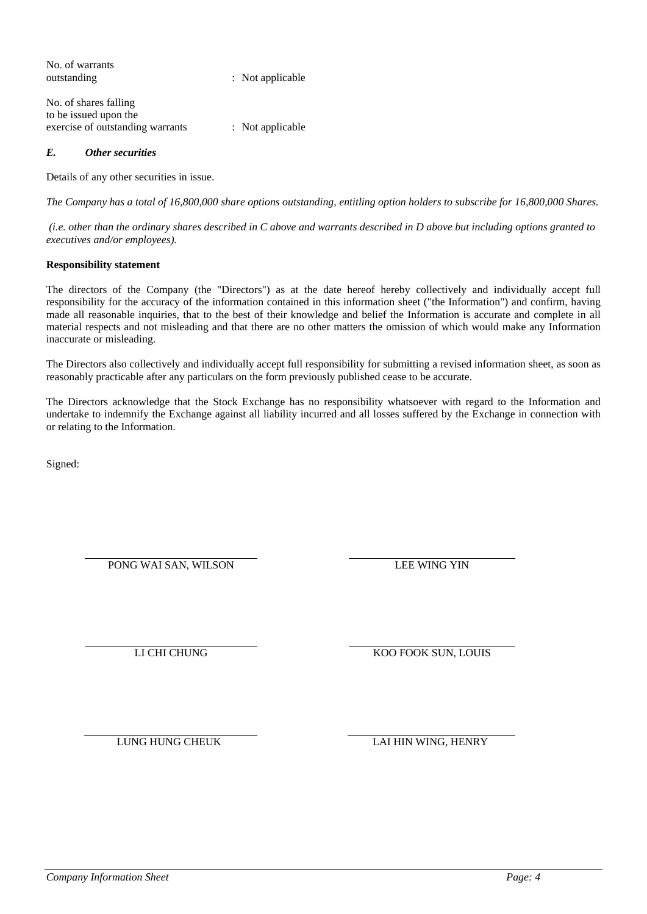No. of warrants outstanding : Not applicable

No. of shares falling to be issued upon the exercise of outstanding warrants : Not applicable

### *E. Other securities*

Details of any other securities in issue.

*The Company has a total of 16,800,000 share options outstanding, entitling option holders to subscribe for 16,800,000 Shares.*

*(i.e. other than the ordinary shares described in C above and warrants described in D above but including options granted to executives and/or employees).*

**Responsibility statement**

The directors of the Company (the "Directors") as at the date hereof hereby collectively and individually accept full responsibility for the accuracy of the information contained in this information sheet ("the Information") and confirm, having made all reasonable inquiries, that to the best of their knowledge and belief the Information is accurate and complete in all material respects and not misleading and that there are no other matters the omission of which would make any Information inaccurate or misleading.

The Directors also collectively and individually accept full responsibility for submitting a revised information sheet, as soon as reasonably practicable after any particulars on the form previously published cease to be accurate.

The Directors acknowledge that the Stock Exchange has no responsibility whatsoever with regard to the Information and undertake to indemnify the Exchange against all liability incurred and all losses suffered by the Exchange in connection with or relating to the Information.

Signed:

| | |
|---|---|
| PONG WAI SAN, WILSON | LEE WING YIN |
| LI CHI CHUNG | KOO FOOK SUN, LOUIS |
| LUNG HUNG CHEUK | LAI HIN WING, HENRY |